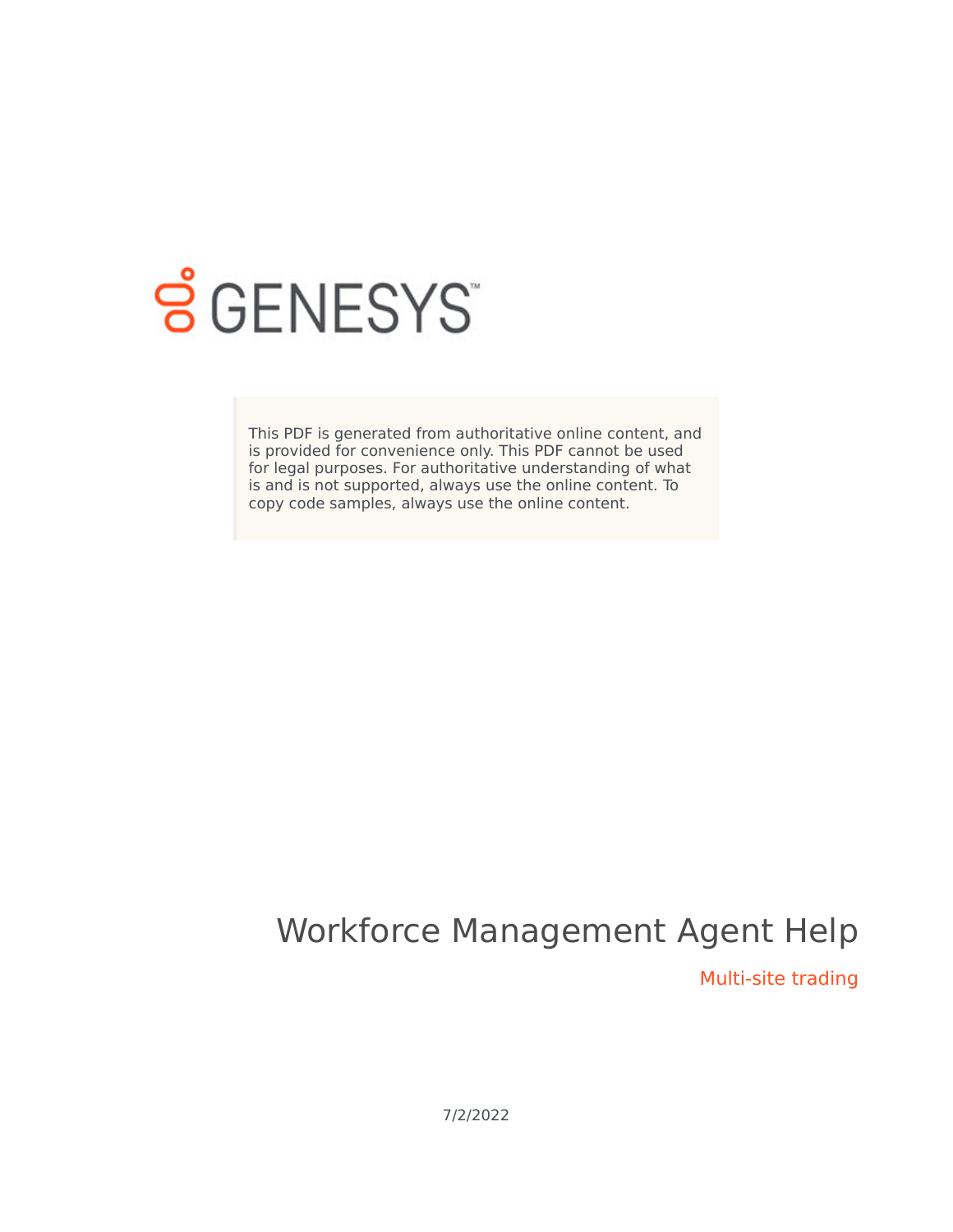GENESYS

This PDF is generated from authoritative online content, and is provided for convenience only. This PDF cannot be used for legal purposes. For authoritative understanding of what is and is not supported, always use the online content. To copy code samples, always use the online content.

# Workforce Management Agent Help

## Multi-site trading

7/2/2022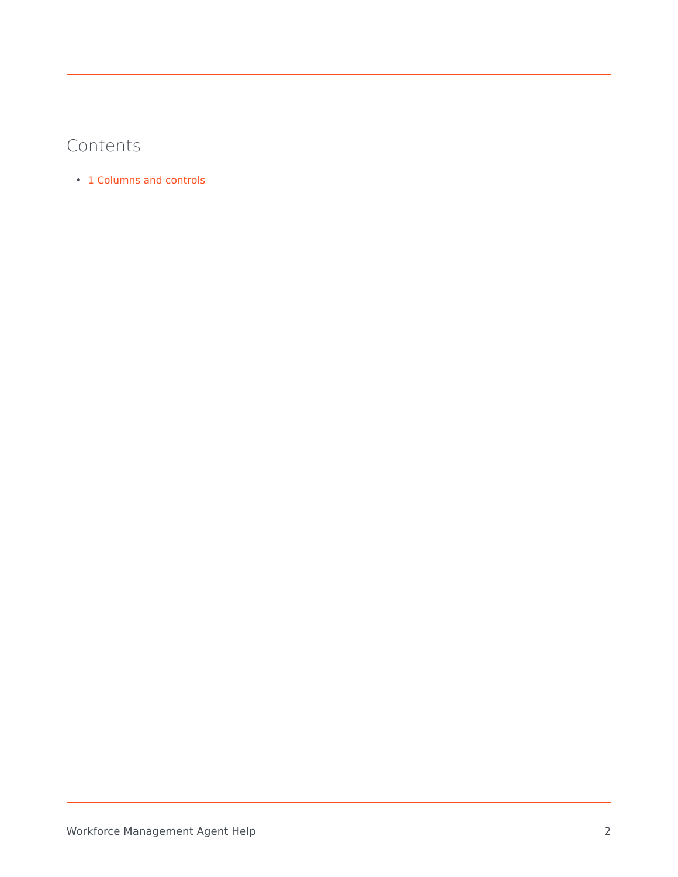## Contents

- 1 Columns and controls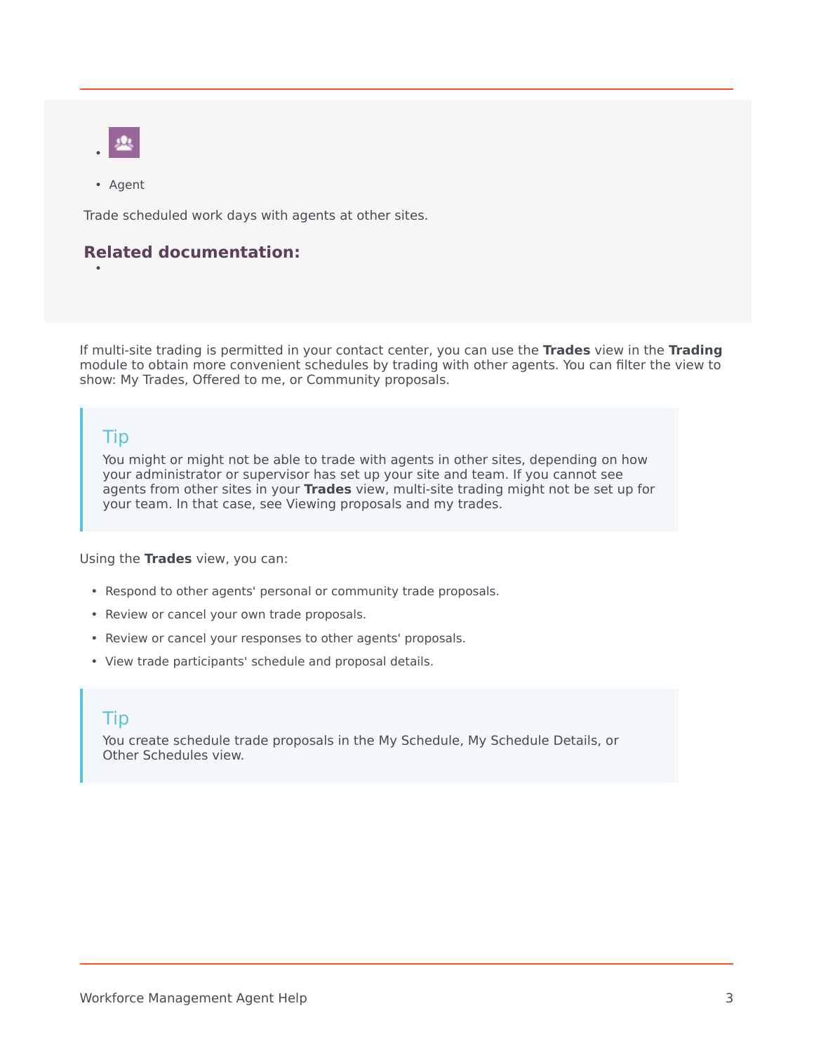- 
- Agent

Trade scheduled work days with agents at other sites.

**Related documentation:**

- 

If multi-site trading is permitted in your contact center, you can use the **Trades** view in the **Trading** module to obtain more convenient schedules by trading with other agents. You can filter the view to show: My Trades, Offered to me, or Community proposals.

> **Tip**
>
> You might or might not be able to trade with agents in other sites, depending on how your administrator or supervisor has set up your site and team. If you cannot see agents from other sites in your **Trades** view, multi-site trading might not be set up for your team. In that case, see Viewing proposals and my trades.

Using the **Trades** view, you can:

- Respond to other agents' personal or community trade proposals.
- Review or cancel your own trade proposals.
- Review or cancel your responses to other agents' proposals.
- View trade participants' schedule and proposal details.

> **Tip**
>
> You create schedule trade proposals in the My Schedule, My Schedule Details, or Other Schedules view.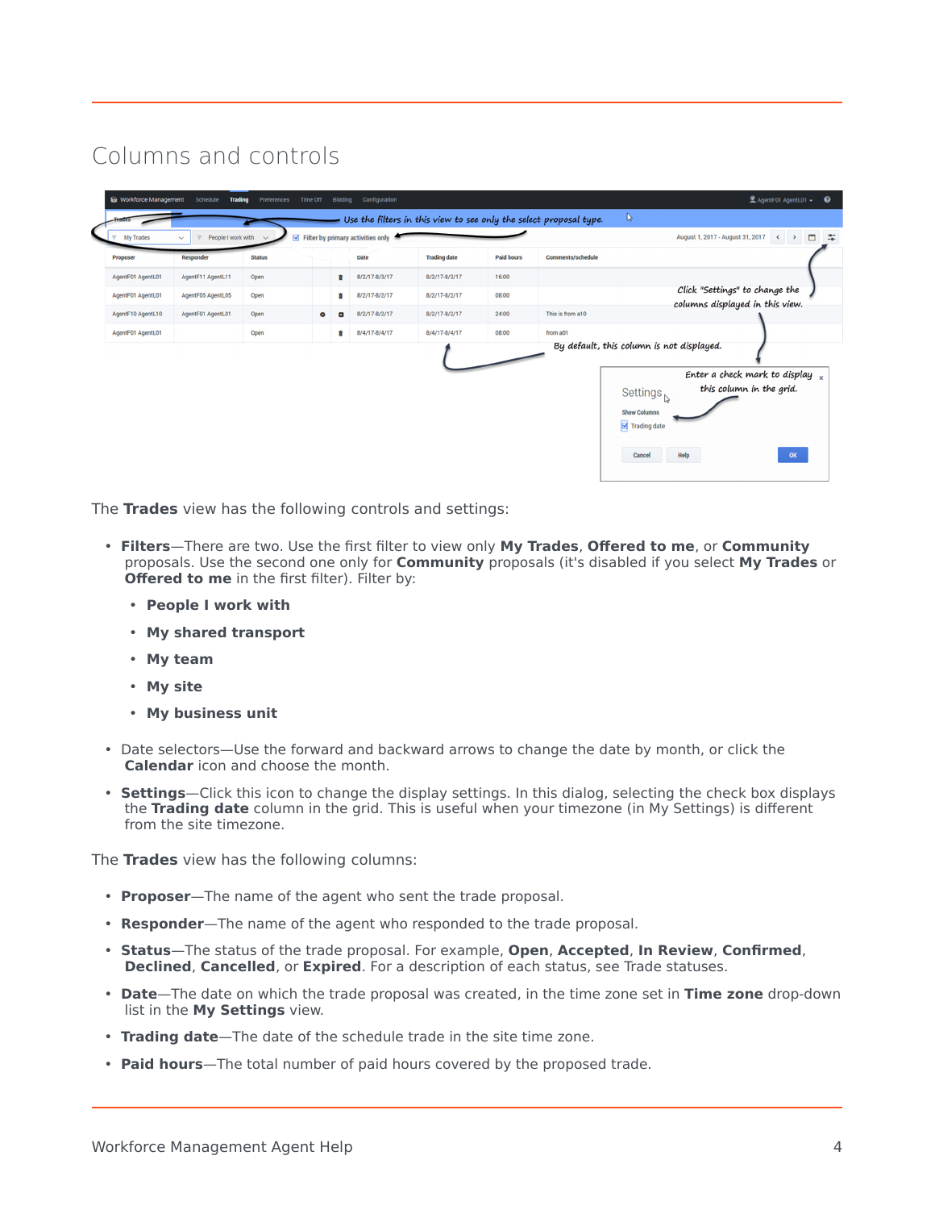## Columns and controls

The **Trades** view has the following controls and settings:

- **Filters**—There are two. Use the first filter to view only **My Trades**, **Offered to me**, or **Community** proposals. Use the second one only for **Community** proposals (it's disabled if you select **My Trades** or **Offered to me** in the first filter). Filter by:
    - **People I work with**
    - **My shared transport**
    - **My team**
    - **My site**
    - **My business unit**
- Date selectors—Use the forward and backward arrows to change the date by month, or click the **Calendar** icon and choose the month.
- **Settings**—Click this icon to change the display settings. In this dialog, selecting the check box displays the **Trading date** column in the grid. This is useful when your timezone (in My Settings) is different from the site timezone.

The **Trades** view has the following columns:

- **Proposer**—The name of the agent who sent the trade proposal.
- **Responder**—The name of the agent who responded to the trade proposal.
- **Status**—The status of the trade proposal. For example, **Open**, **Accepted**, **In Review**, **Confirmed**, **Declined**, **Cancelled**, or **Expired**. For a description of each status, see Trade statuses.
- **Date**—The date on which the trade proposal was created, in the time zone set in **Time zone** drop-down list in the **My Settings** view.
- **Trading date**—The date of the schedule trade in the site time zone.
- **Paid hours**—The total number of paid hours covered by the proposed trade.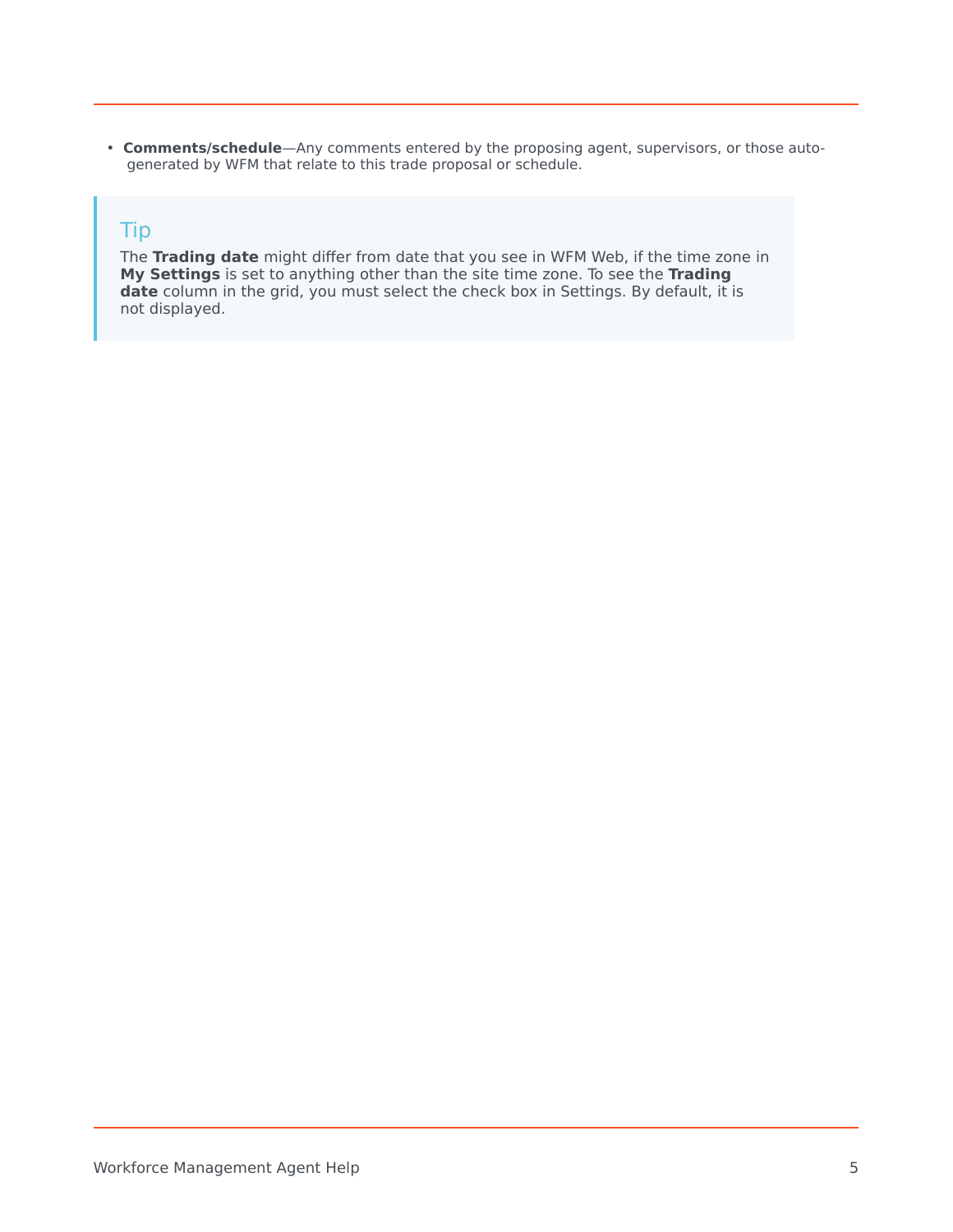- **Comments/schedule**—Any comments entered by the proposing agent, supervisors, or those auto-generated by WFM that relate to this trade proposal or schedule.

> **Tip**
>
> The **Trading date** might differ from date that you see in WFM Web, if the time zone in **My Settings** is set to anything other than the site time zone. To see the **Trading date** column in the grid, you must select the check box in Settings. By default, it is not displayed.